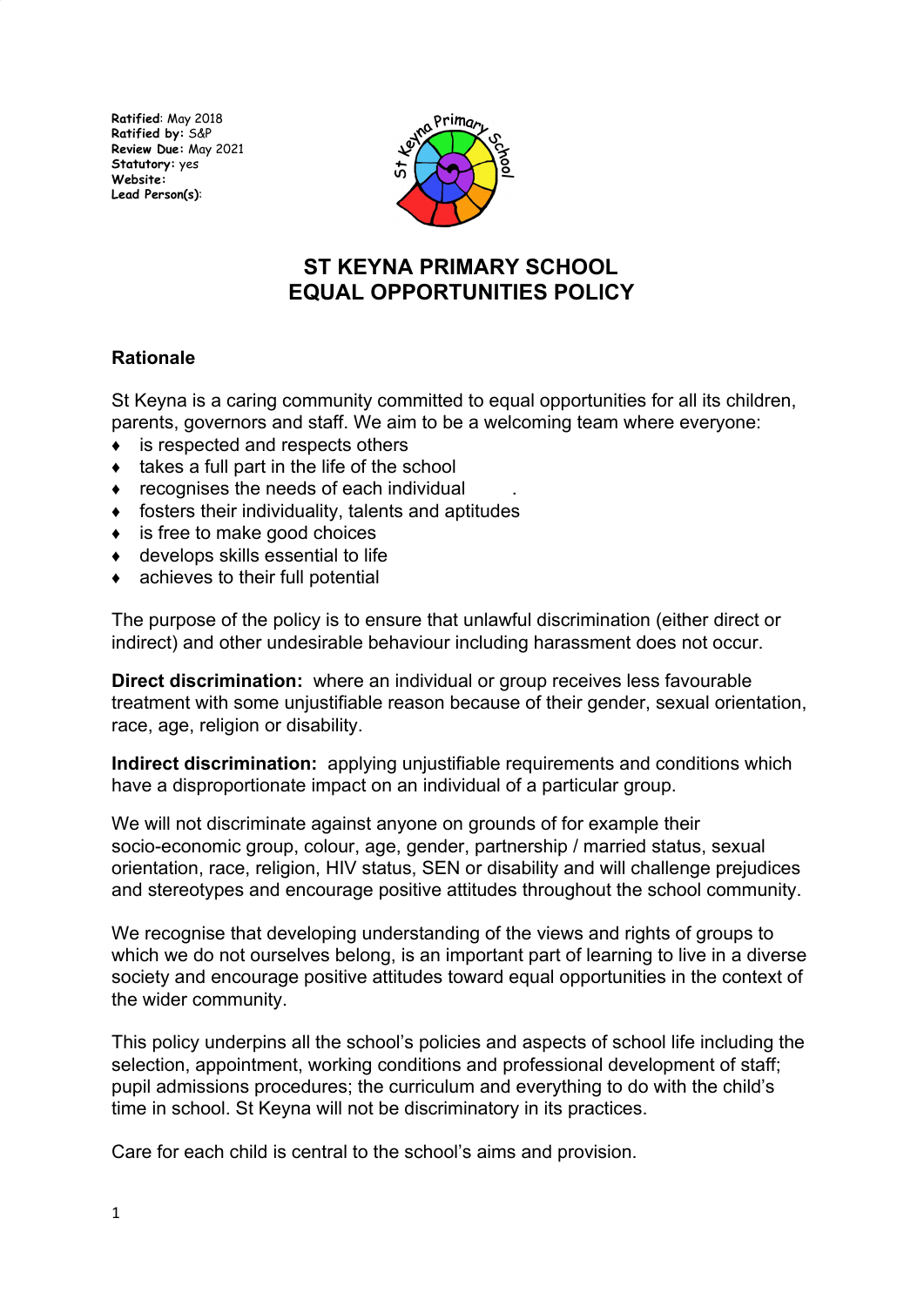**Ratified**: May 2018
**Ratified by:** S&P
**Review Due:** May 2021
**Statutory:** yes
**Website:**
**Lead Person(s)**:

# ST KEYNA PRIMARY SCHOOL
# EQUAL OPPORTUNITIES POLICY

## Rationale

St Keyna is a caring community committed to equal opportunities for all its children, parents, governors and staff. We aim to be a welcoming team where everyone:

- is respected and respects others
- takes a full part in the life of the school
- recognises the needs of each individual .
- fosters their individuality, talents and aptitudes
- is free to make good choices
- develops skills essential to life
- achieves to their full potential

The purpose of the policy is to ensure that unlawful discrimination (either direct or indirect) and other undesirable behaviour including harassment does not occur.

**Direct discrimination:** where an individual or group receives less favourable treatment with some unjustifiable reason because of their gender, sexual orientation, race, age, religion or disability.

**Indirect discrimination:** applying unjustifiable requirements and conditions which have a disproportionate impact on an individual of a particular group.

We will not discriminate against anyone on grounds of for example their socio-economic group, colour, age, gender, partnership / married status, sexual orientation, race, religion, HIV status, SEN or disability and will challenge prejudices and stereotypes and encourage positive attitudes throughout the school community.

We recognise that developing understanding of the views and rights of groups to which we do not ourselves belong, is an important part of learning to live in a diverse society and encourage positive attitudes toward equal opportunities in the context of the wider community.

This policy underpins all the school's policies and aspects of school life including the selection, appointment, working conditions and professional development of staff; pupil admissions procedures; the curriculum and everything to do with the child's time in school. St Keyna will not be discriminatory in its practices.

Care for each child is central to the school's aims and provision.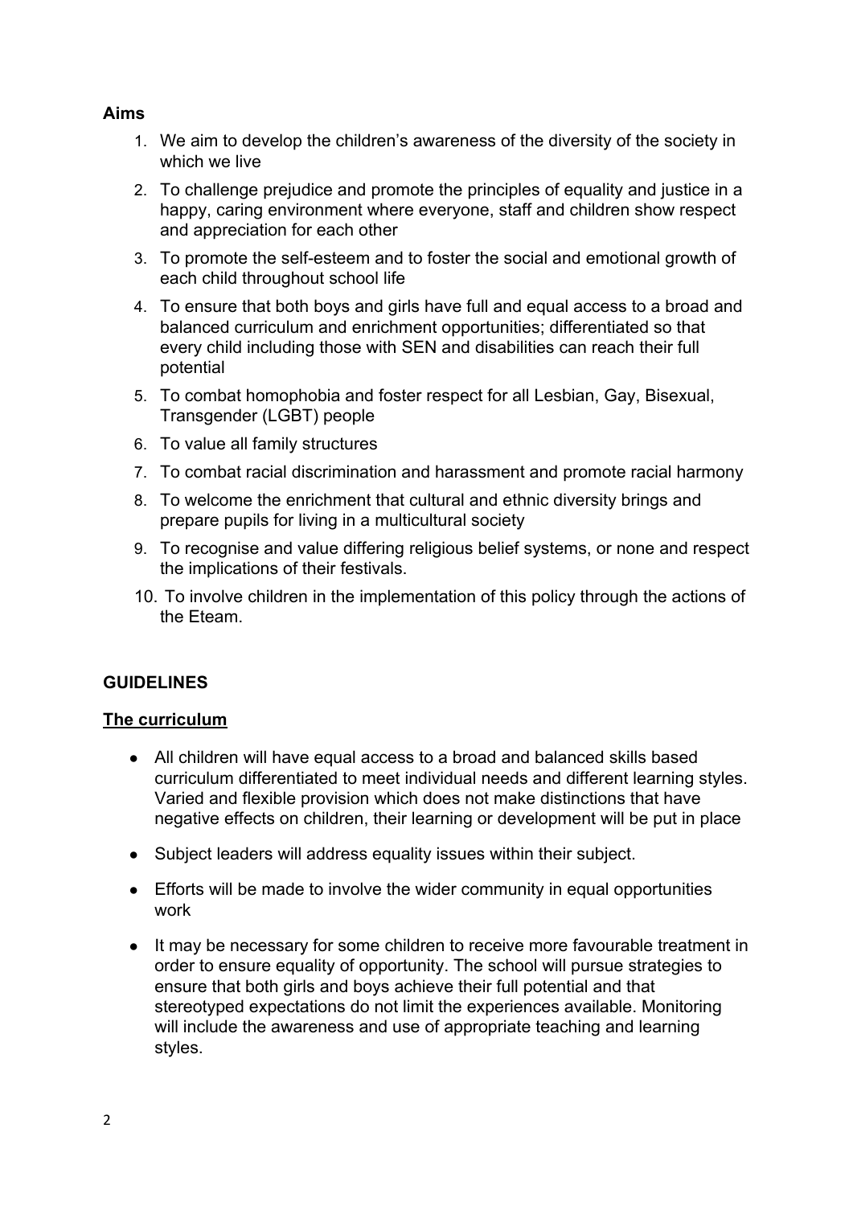## Aims

1. We aim to develop the children's awareness of the diversity of the society in which we live
2. To challenge prejudice and promote the principles of equality and justice in a happy, caring environment where everyone, staff and children show respect and appreciation for each other
3. To promote the self-esteem and to foster the social and emotional growth of each child throughout school life
4. To ensure that both boys and girls have full and equal access to a broad and balanced curriculum and enrichment opportunities; differentiated so that every child including those with SEN and disabilities can reach their full potential
5. To combat homophobia and foster respect for all Lesbian, Gay, Bisexual, Transgender (LGBT) people
6. To value all family structures
7. To combat racial discrimination and harassment and promote racial harmony
8. To welcome the enrichment that cultural and ethnic diversity brings and prepare pupils for living in a multicultural society
9. To recognise and value differing religious belief systems, or none and respect the implications of their festivals.
10. To involve children in the implementation of this policy through the actions of the Eteam.

## GUIDELINES

### The curriculum

- All children will have equal access to a broad and balanced skills based curriculum differentiated to meet individual needs and different learning styles. Varied and flexible provision which does not make distinctions that have negative effects on children, their learning or development will be put in place
- Subject leaders will address equality issues within their subject.
- Efforts will be made to involve the wider community in equal opportunities work
- It may be necessary for some children to receive more favourable treatment in order to ensure equality of opportunity. The school will pursue strategies to ensure that both girls and boys achieve their full potential and that stereotyped expectations do not limit the experiences available. Monitoring will include the awareness and use of appropriate teaching and learning styles.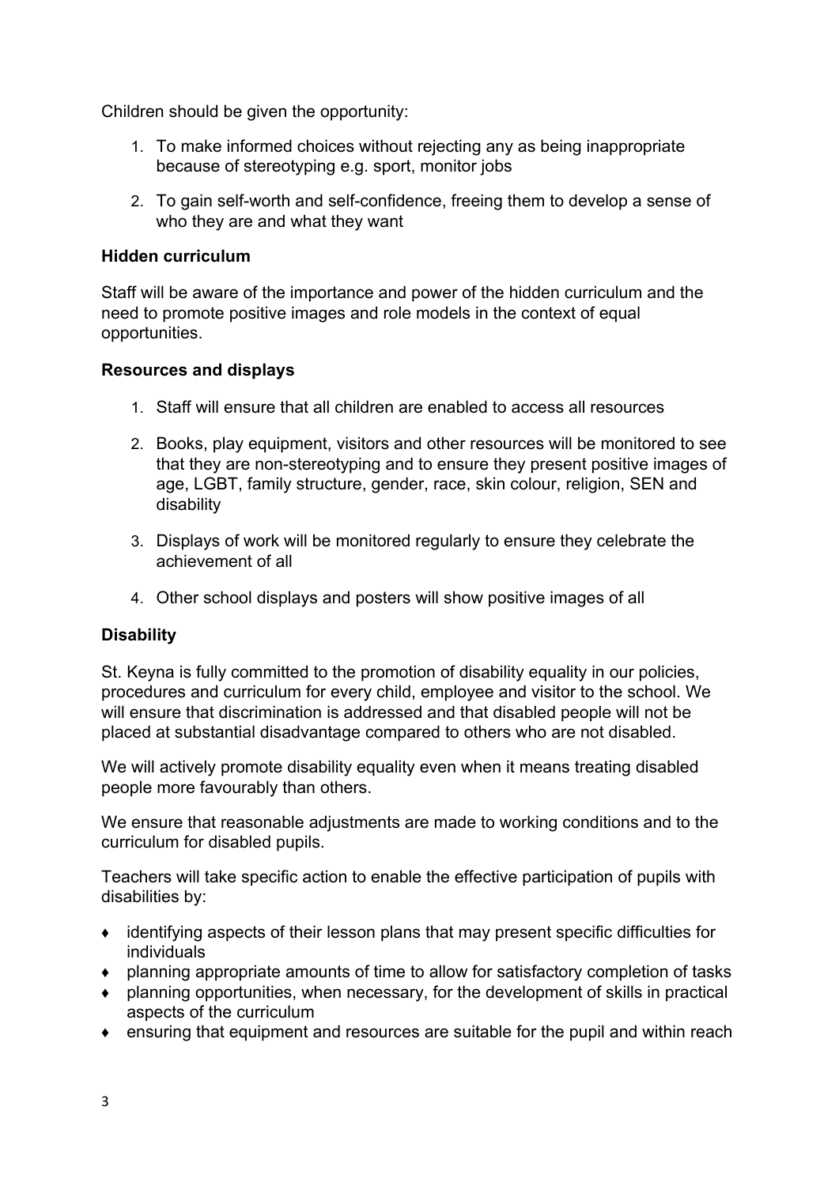Children should be given the opportunity:

1. To make informed choices without rejecting any as being inappropriate because of stereotyping e.g. sport, monitor jobs

2. To gain self-worth and self-confidence, freeing them to develop a sense of who they are and what they want

**Hidden curriculum**

Staff will be aware of the importance and power of the hidden curriculum and the need to promote positive images and role models in the context of equal opportunities.

**Resources and displays**

1. Staff will ensure that all children are enabled to access all resources

2. Books, play equipment, visitors and other resources will be monitored to see that they are non-stereotyping and to ensure they present positive images of age, LGBT, family structure, gender, race, skin colour, religion, SEN and disability

3. Displays of work will be monitored regularly to ensure they celebrate the achievement of all

4. Other school displays and posters will show positive images of all

**Disability**

St. Keyna is fully committed to the promotion of disability equality in our policies, procedures and curriculum for every child, employee and visitor to the school. We will ensure that discrimination is addressed and that disabled people will not be placed at substantial disadvantage compared to others who are not disabled.

We will actively promote disability equality even when it means treating disabled people more favourably than others.

We ensure that reasonable adjustments are made to working conditions and to the curriculum for disabled pupils.

Teachers will take specific action to enable the effective participation of pupils with disabilities by:

- identifying aspects of their lesson plans that may present specific difficulties for individuals
- planning appropriate amounts of time to allow for satisfactory completion of tasks
- planning opportunities, when necessary, for the development of skills in practical aspects of the curriculum
- ensuring that equipment and resources are suitable for the pupil and within reach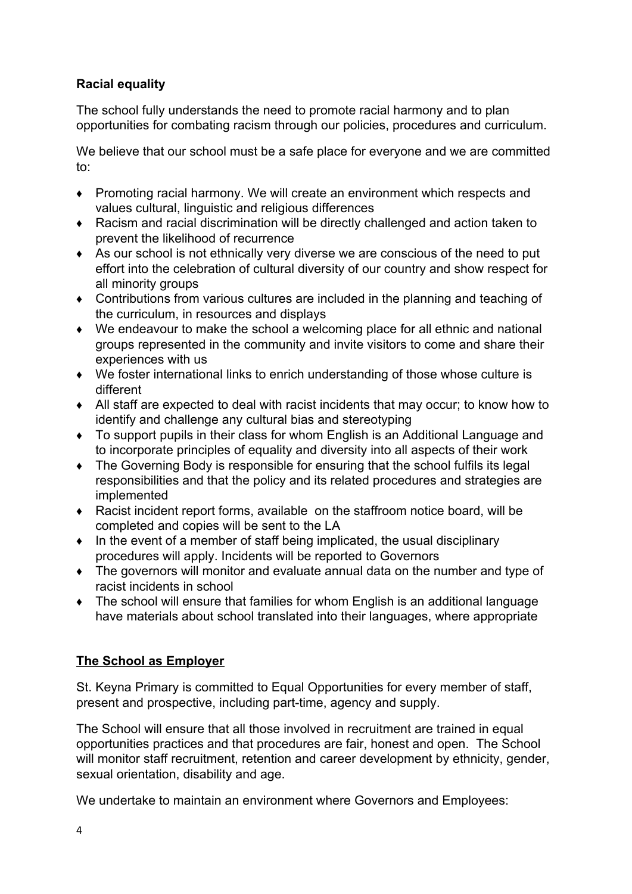**Racial equality**

The school fully understands the need to promote racial harmony and to plan opportunities for combating racism through our policies, procedures and curriculum.

We believe that our school must be a safe place for everyone and we are committed to:

- Promoting racial harmony. We will create an environment which respects and values cultural, linguistic and religious differences
- Racism and racial discrimination will be directly challenged and action taken to prevent the likelihood of recurrence
- As our school is not ethnically very diverse we are conscious of the need to put effort into the celebration of cultural diversity of our country and show respect for all minority groups
- Contributions from various cultures are included in the planning and teaching of the curriculum, in resources and displays
- We endeavour to make the school a welcoming place for all ethnic and national groups represented in the community and invite visitors to come and share their experiences with us
- We foster international links to enrich understanding of those whose culture is different
- All staff are expected to deal with racist incidents that may occur; to know how to identify and challenge any cultural bias and stereotyping
- To support pupils in their class for whom English is an Additional Language and to incorporate principles of equality and diversity into all aspects of their work
- The Governing Body is responsible for ensuring that the school fulfils its legal responsibilities and that the policy and its related procedures and strategies are implemented
- Racist incident report forms, available on the staffroom notice board, will be completed and copies will be sent to the LA
- In the event of a member of staff being implicated, the usual disciplinary procedures will apply. Incidents will be reported to Governors
- The governors will monitor and evaluate annual data on the number and type of racist incidents in school
- The school will ensure that families for whom English is an additional language have materials about school translated into their languages, where appropriate

**The School as Employer**

St. Keyna Primary is committed to Equal Opportunities for every member of staff, present and prospective, including part-time, agency and supply.

The School will ensure that all those involved in recruitment are trained in equal opportunities practices and that procedures are fair, honest and open. The School will monitor staff recruitment, retention and career development by ethnicity, gender, sexual orientation, disability and age.

We undertake to maintain an environment where Governors and Employees: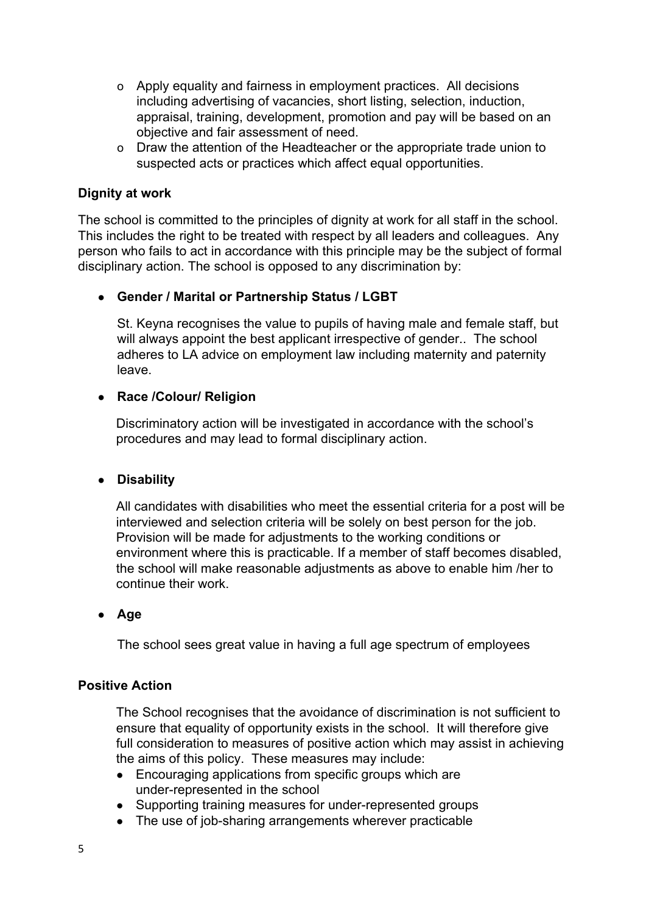- Apply equality and fairness in employment practices. All decisions including advertising of vacancies, short listing, selection, induction, appraisal, training, development, promotion and pay will be based on an objective and fair assessment of need.
- Draw the attention of the Headteacher or the appropriate trade union to suspected acts or practices which affect equal opportunities.

**Dignity at work**

The school is committed to the principles of dignity at work for all staff in the school. This includes the right to be treated with respect by all leaders and colleagues. Any person who fails to act in accordance with this principle may be the subject of formal disciplinary action. The school is opposed to any discrimination by:

- **Gender / Marital or Partnership Status / LGBT**

  St. Keyna recognises the value to pupils of having male and female staff, but will always appoint the best applicant irrespective of gender.. The school adheres to LA advice on employment law including maternity and paternity leave.

- **Race /Colour/ Religion**

  Discriminatory action will be investigated in accordance with the school's procedures and may lead to formal disciplinary action.

- **Disability**

  All candidates with disabilities who meet the essential criteria for a post will be interviewed and selection criteria will be solely on best person for the job. Provision will be made for adjustments to the working conditions or environment where this is practicable. If a member of staff becomes disabled, the school will make reasonable adjustments as above to enable him /her to continue their work.

- **Age**

  The school sees great value in having a full age spectrum of employees

**Positive Action**

The School recognises that the avoidance of discrimination is not sufficient to ensure that equality of opportunity exists in the school. It will therefore give full consideration to measures of positive action which may assist in achieving the aims of this policy. These measures may include:

- Encouraging applications from specific groups which are under-represented in the school
- Supporting training measures for under-represented groups
- The use of job-sharing arrangements wherever practicable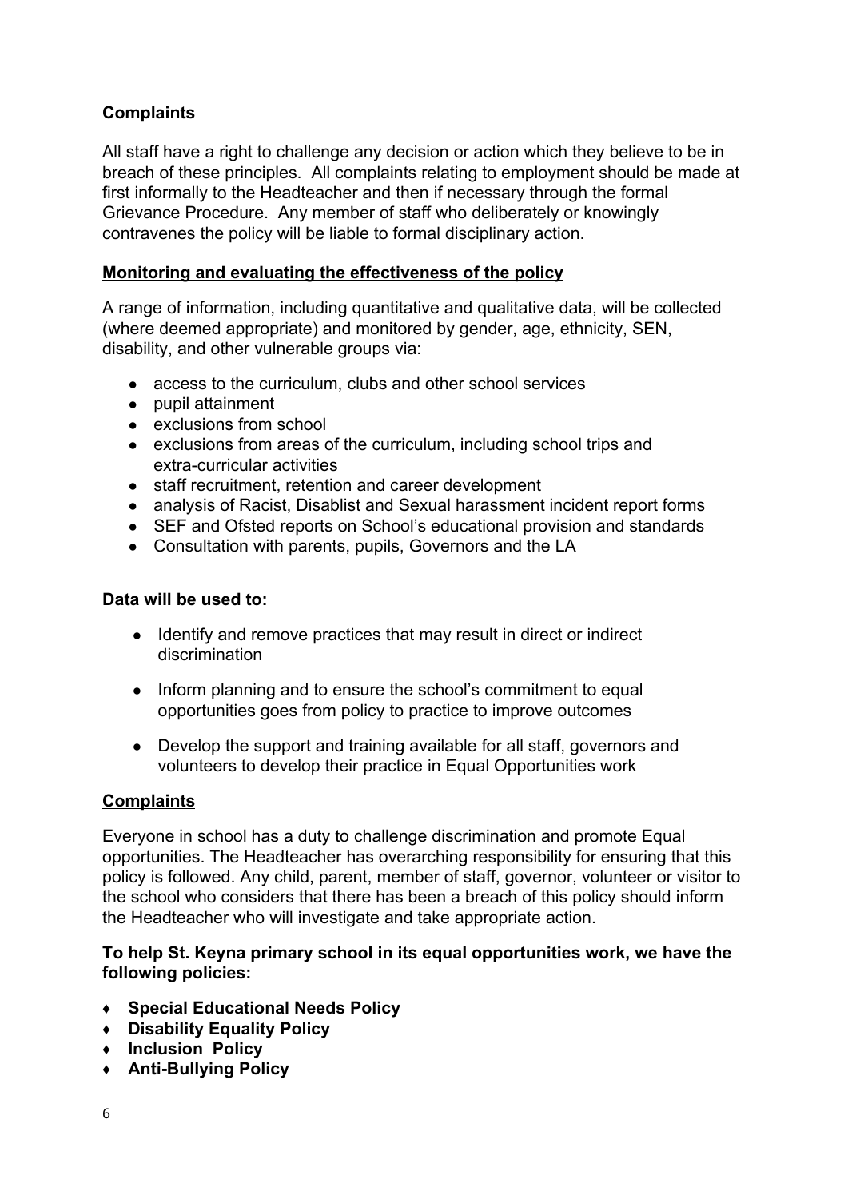### Complaints

All staff have a right to challenge any decision or action which they believe to be in breach of these principles. All complaints relating to employment should be made at first informally to the Headteacher and then if necessary through the formal Grievance Procedure. Any member of staff who deliberately or knowingly contravenes the policy will be liable to formal disciplinary action.

### Monitoring and evaluating the effectiveness of the policy

A range of information, including quantitative and qualitative data, will be collected (where deemed appropriate) and monitored by gender, age, ethnicity, SEN, disability, and other vulnerable groups via:

- access to the curriculum, clubs and other school services
- pupil attainment
- exclusions from school
- exclusions from areas of the curriculum, including school trips and extra-curricular activities
- staff recruitment, retention and career development
- analysis of Racist, Disablist and Sexual harassment incident report forms
- SEF and Ofsted reports on School's educational provision and standards
- Consultation with parents, pupils, Governors and the LA

### Data will be used to:

- Identify and remove practices that may result in direct or indirect discrimination
- Inform planning and to ensure the school's commitment to equal opportunities goes from policy to practice to improve outcomes
- Develop the support and training available for all staff, governors and volunteers to develop their practice in Equal Opportunities work

### Complaints

Everyone in school has a duty to challenge discrimination and promote Equal opportunities. The Headteacher has overarching responsibility for ensuring that this policy is followed. Any child, parent, member of staff, governor, volunteer or visitor to the school who considers that there has been a breach of this policy should inform the Headteacher who will investigate and take appropriate action.

**To help St. Keyna primary school in its equal opportunities work, we have the following policies:**

- **Special Educational Needs Policy**
- **Disability Equality Policy**
- **Inclusion Policy**
- **Anti-Bullying Policy**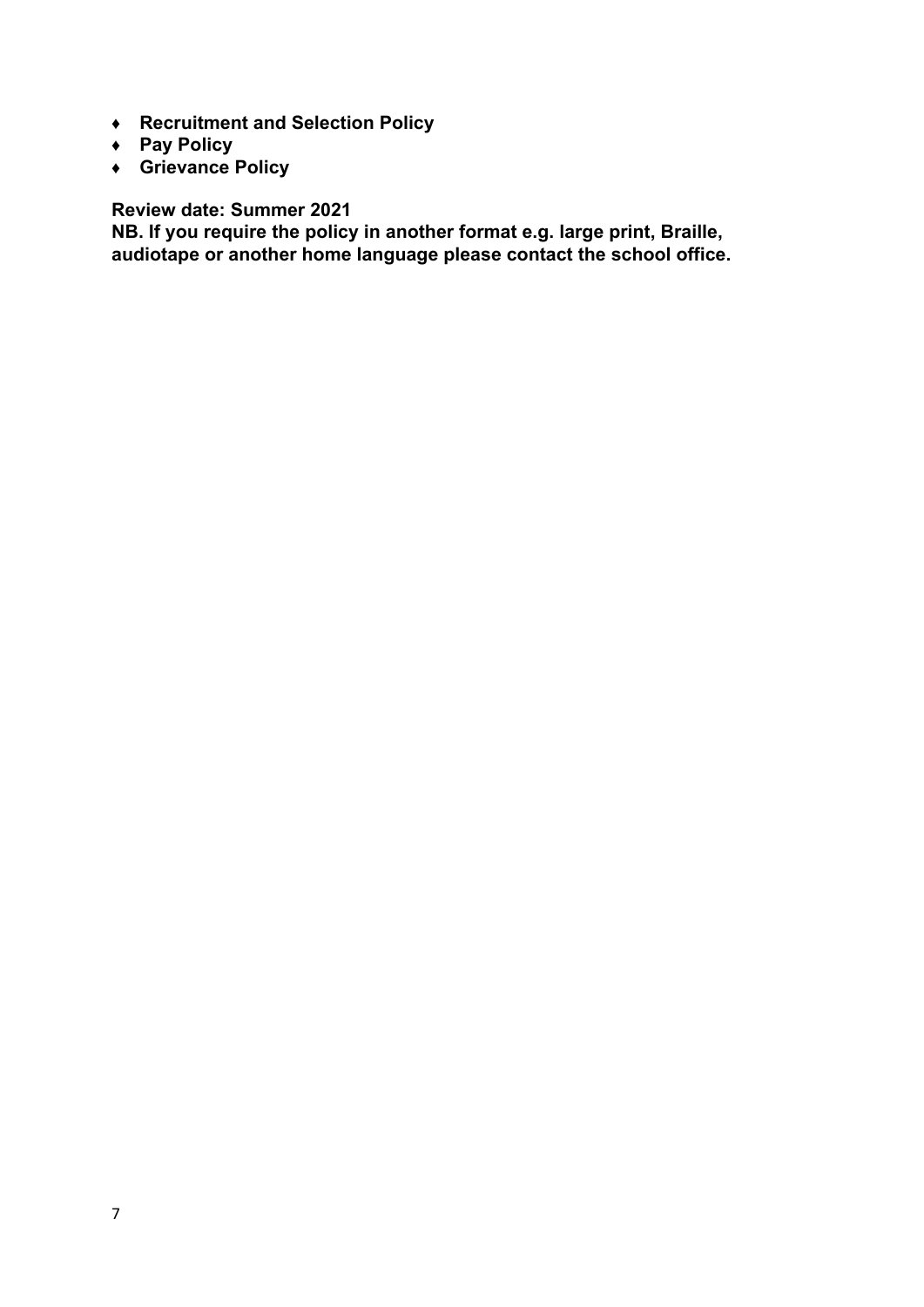- **Recruitment and Selection Policy**
- **Pay Policy**
- **Grievance Policy**

**Review date: Summer 2021**

**NB. If you require the policy in another format e.g. large print, Braille, audiotape or another home language please contact the school office.**